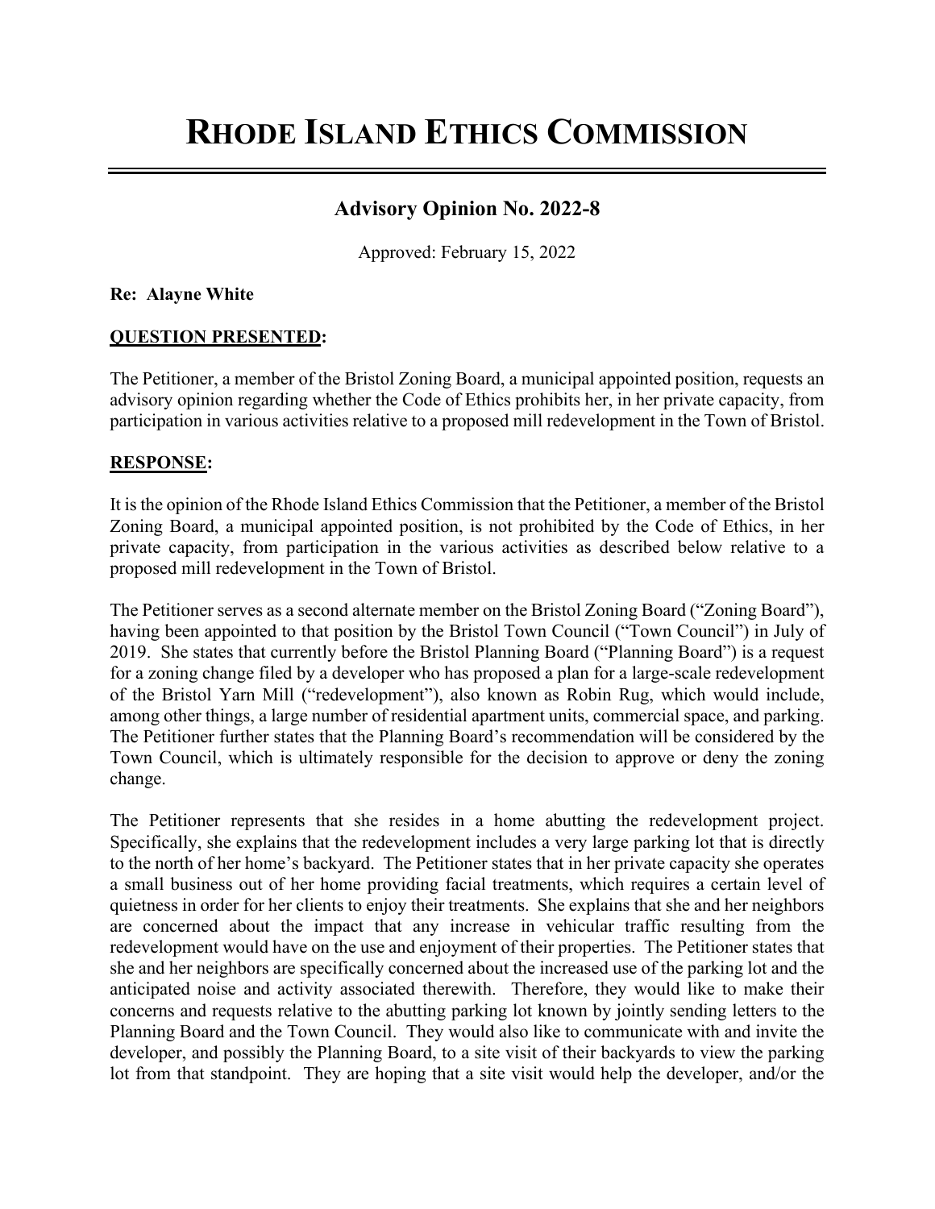# RHODE ISLAND ETHICS COMMISSION

## Advisory Opinion No. 2022-8

Approved: February 15, 2022

**Re: Alayne White**

**QUESTION PRESENTED:**

The Petitioner, a member of the Bristol Zoning Board, a municipal appointed position, requests an advisory opinion regarding whether the Code of Ethics prohibits her, in her private capacity, from participation in various activities relative to a proposed mill redevelopment in the Town of Bristol.

**RESPONSE:**

It is the opinion of the Rhode Island Ethics Commission that the Petitioner, a member of the Bristol Zoning Board, a municipal appointed position, is not prohibited by the Code of Ethics, in her private capacity, from participation in the various activities as described below relative to a proposed mill redevelopment in the Town of Bristol.

The Petitioner serves as a second alternate member on the Bristol Zoning Board ("Zoning Board"), having been appointed to that position by the Bristol Town Council ("Town Council") in July of 2019. She states that currently before the Bristol Planning Board ("Planning Board") is a request for a zoning change filed by a developer who has proposed a plan for a large-scale redevelopment of the Bristol Yarn Mill ("redevelopment"), also known as Robin Rug, which would include, among other things, a large number of residential apartment units, commercial space, and parking. The Petitioner further states that the Planning Board's recommendation will be considered by the Town Council, which is ultimately responsible for the decision to approve or deny the zoning change.

The Petitioner represents that she resides in a home abutting the redevelopment project. Specifically, she explains that the redevelopment includes a very large parking lot that is directly to the north of her home's backyard. The Petitioner states that in her private capacity she operates a small business out of her home providing facial treatments, which requires a certain level of quietness in order for her clients to enjoy their treatments. She explains that she and her neighbors are concerned about the impact that any increase in vehicular traffic resulting from the redevelopment would have on the use and enjoyment of their properties. The Petitioner states that she and her neighbors are specifically concerned about the increased use of the parking lot and the anticipated noise and activity associated therewith. Therefore, they would like to make their concerns and requests relative to the abutting parking lot known by jointly sending letters to the Planning Board and the Town Council. They would also like to communicate with and invite the developer, and possibly the Planning Board, to a site visit of their backyards to view the parking lot from that standpoint. They are hoping that a site visit would help the developer, and/or the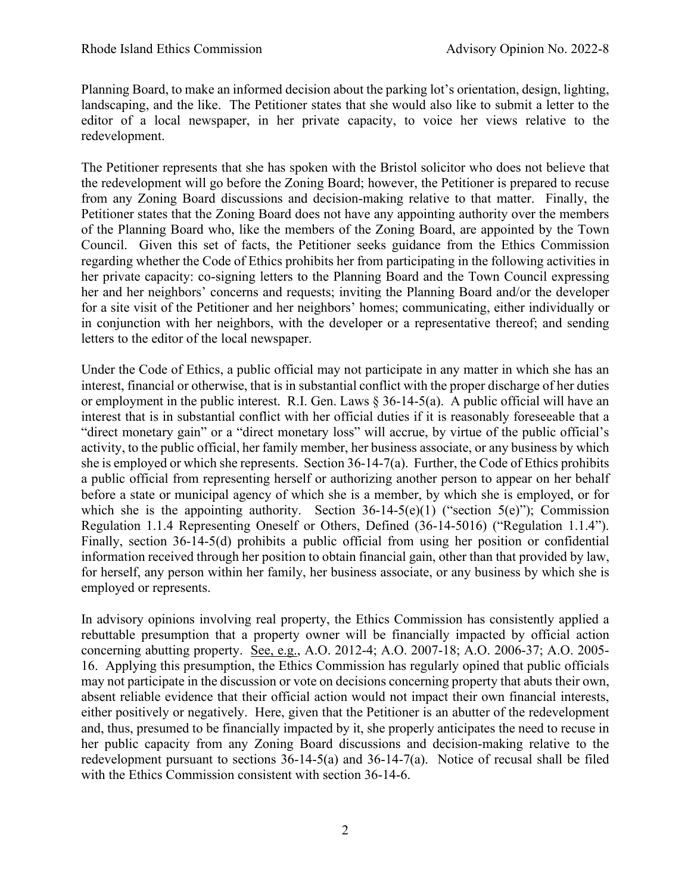Planning Board, to make an informed decision about the parking lot's orientation, design, lighting, landscaping, and the like. The Petitioner states that she would also like to submit a letter to the editor of a local newspaper, in her private capacity, to voice her views relative to the redevelopment.

The Petitioner represents that she has spoken with the Bristol solicitor who does not believe that the redevelopment will go before the Zoning Board; however, the Petitioner is prepared to recuse from any Zoning Board discussions and decision-making relative to that matter. Finally, the Petitioner states that the Zoning Board does not have any appointing authority over the members of the Planning Board who, like the members of the Zoning Board, are appointed by the Town Council. Given this set of facts, the Petitioner seeks guidance from the Ethics Commission regarding whether the Code of Ethics prohibits her from participating in the following activities in her private capacity: co-signing letters to the Planning Board and the Town Council expressing her and her neighbors' concerns and requests; inviting the Planning Board and/or the developer for a site visit of the Petitioner and her neighbors' homes; communicating, either individually or in conjunction with her neighbors, with the developer or a representative thereof; and sending letters to the editor of the local newspaper.

Under the Code of Ethics, a public official may not participate in any matter in which she has an interest, financial or otherwise, that is in substantial conflict with the proper discharge of her duties or employment in the public interest. R.I. Gen. Laws § 36-14-5(a). A public official will have an interest that is in substantial conflict with her official duties if it is reasonably foreseeable that a "direct monetary gain" or a "direct monetary loss" will accrue, by virtue of the public official's activity, to the public official, her family member, her business associate, or any business by which she is employed or which she represents. Section 36-14-7(a). Further, the Code of Ethics prohibits a public official from representing herself or authorizing another person to appear on her behalf before a state or municipal agency of which she is a member, by which she is employed, or for which she is the appointing authority. Section 36-14-5(e)(1) ("section 5(e)"); Commission Regulation 1.1.4 Representing Oneself or Others, Defined (36-14-5016) ("Regulation 1.1.4"). Finally, section 36-14-5(d) prohibits a public official from using her position or confidential information received through her position to obtain financial gain, other than that provided by law, for herself, any person within her family, her business associate, or any business by which she is employed or represents.

In advisory opinions involving real property, the Ethics Commission has consistently applied a rebuttable presumption that a property owner will be financially impacted by official action concerning abutting property. See, e.g., A.O. 2012-4; A.O. 2007-18; A.O. 2006-37; A.O. 2005-16. Applying this presumption, the Ethics Commission has regularly opined that public officials may not participate in the discussion or vote on decisions concerning property that abuts their own, absent reliable evidence that their official action would not impact their own financial interests, either positively or negatively. Here, given that the Petitioner is an abutter of the redevelopment and, thus, presumed to be financially impacted by it, she properly anticipates the need to recuse in her public capacity from any Zoning Board discussions and decision-making relative to the redevelopment pursuant to sections 36-14-5(a) and 36-14-7(a). Notice of recusal shall be filed with the Ethics Commission consistent with section 36-14-6.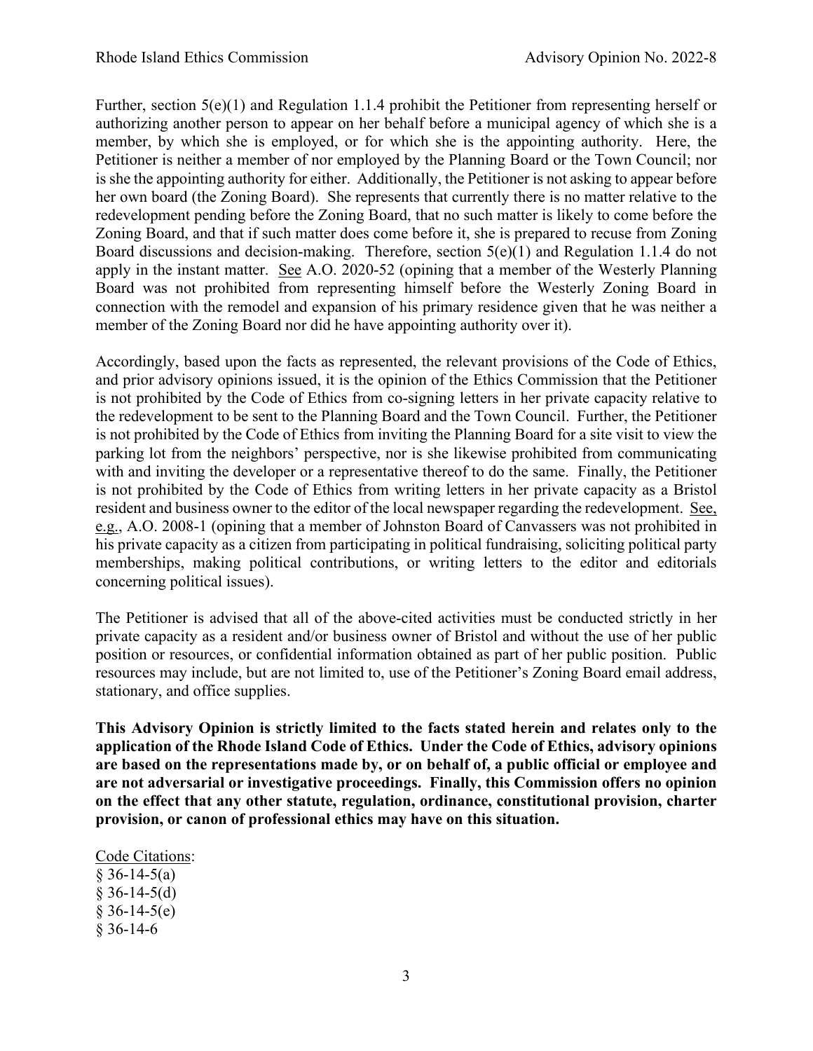Further, section 5(e)(1) and Regulation 1.1.4 prohibit the Petitioner from representing herself or authorizing another person to appear on her behalf before a municipal agency of which she is a member, by which she is employed, or for which she is the appointing authority. Here, the Petitioner is neither a member of nor employed by the Planning Board or the Town Council; nor is she the appointing authority for either. Additionally, the Petitioner is not asking to appear before her own board (the Zoning Board). She represents that currently there is no matter relative to the redevelopment pending before the Zoning Board, that no such matter is likely to come before the Zoning Board, and that if such matter does come before it, she is prepared to recuse from Zoning Board discussions and decision-making. Therefore, section 5(e)(1) and Regulation 1.1.4 do not apply in the instant matter. See A.O. 2020-52 (opining that a member of the Westerly Planning Board was not prohibited from representing himself before the Westerly Zoning Board in connection with the remodel and expansion of his primary residence given that he was neither a member of the Zoning Board nor did he have appointing authority over it).

Accordingly, based upon the facts as represented, the relevant provisions of the Code of Ethics, and prior advisory opinions issued, it is the opinion of the Ethics Commission that the Petitioner is not prohibited by the Code of Ethics from co-signing letters in her private capacity relative to the redevelopment to be sent to the Planning Board and the Town Council. Further, the Petitioner is not prohibited by the Code of Ethics from inviting the Planning Board for a site visit to view the parking lot from the neighbors' perspective, nor is she likewise prohibited from communicating with and inviting the developer or a representative thereof to do the same. Finally, the Petitioner is not prohibited by the Code of Ethics from writing letters in her private capacity as a Bristol resident and business owner to the editor of the local newspaper regarding the redevelopment. See, e.g., A.O. 2008-1 (opining that a member of Johnston Board of Canvassers was not prohibited in his private capacity as a citizen from participating in political fundraising, soliciting political party memberships, making political contributions, or writing letters to the editor and editorials concerning political issues).

The Petitioner is advised that all of the above-cited activities must be conducted strictly in her private capacity as a resident and/or business owner of Bristol and without the use of her public position or resources, or confidential information obtained as part of her public position. Public resources may include, but are not limited to, use of the Petitioner's Zoning Board email address, stationary, and office supplies.

**This Advisory Opinion is strictly limited to the facts stated herein and relates only to the application of the Rhode Island Code of Ethics. Under the Code of Ethics, advisory opinions are based on the representations made by, or on behalf of, a public official or employee and are not adversarial or investigative proceedings. Finally, this Commission offers no opinion on the effect that any other statute, regulation, ordinance, constitutional provision, charter provision, or canon of professional ethics may have on this situation.**

Code Citations:
§ 36-14-5(a)
§ 36-14-5(d)
§ 36-14-5(e)
§ 36-14-6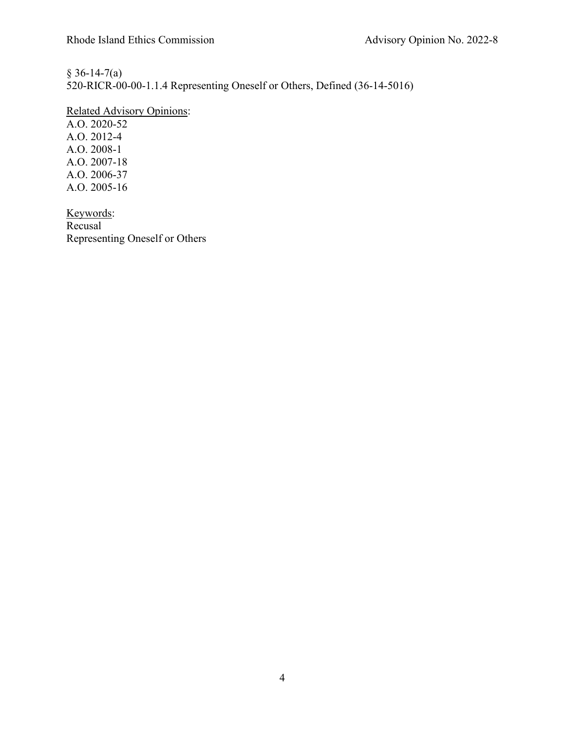§ 36-14-7(a)
520-RICR-00-00-1.1.4 Representing Oneself or Others, Defined (36-14-5016)

Related Advisory Opinions:
A.O. 2020-52
A.O. 2012-4
A.O. 2008-1
A.O. 2007-18
A.O. 2006-37
A.O. 2005-16

Keywords:
Recusal
Representing Oneself or Others